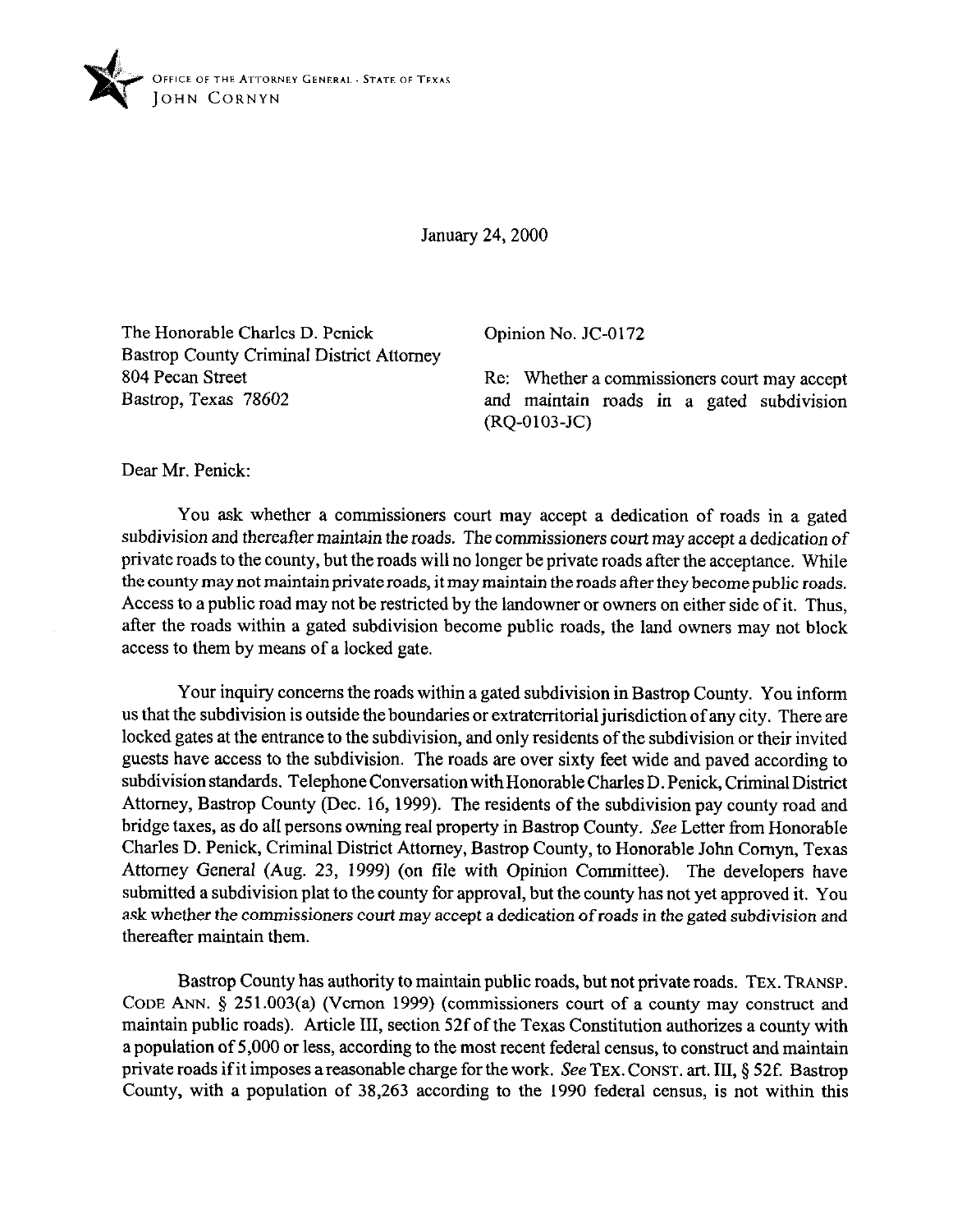OFFICE OF THE ATTORNEY GENERAL · STATE OF TEXAS
JOHN CORNYN

January 24, 2000

The Honorable Charles D. Penick
Bastrop County Criminal District Attorney
804 Pecan Street
Bastrop, Texas 78602

Opinion No. JC-0172

Re: Whether a commissioners court may accept and maintain roads in a gated subdivision (RQ-0103-JC)

Dear Mr. Penick:

You ask whether a commissioners court may accept a dedication of roads in a gated subdivision and thereafter maintain the roads. The commissioners court may accept a dedication of private roads to the county, but the roads will no longer be private roads after the acceptance. While the county may not maintain private roads, it may maintain the roads after they become public roads. Access to a public road may not be restricted by the landowner or owners on either side of it. Thus, after the roads within a gated subdivision become public roads, the land owners may not block access to them by means of a locked gate.

Your inquiry concerns the roads within a gated subdivision in Bastrop County. You inform us that the subdivision is outside the boundaries or extraterritorial jurisdiction of any city. There are locked gates at the entrance to the subdivision, and only residents of the subdivision or their invited guests have access to the subdivision. The roads are over sixty feet wide and paved according to subdivision standards. Telephone Conversation with Honorable Charles D. Penick, Criminal District Attorney, Bastrop County (Dec. 16, 1999). The residents of the subdivision pay county road and bridge taxes, as do all persons owning real property in Bastrop County. *See* Letter from Honorable Charles D. Penick, Criminal District Attorney, Bastrop County, to Honorable John Cornyn, Texas Attorney General (Aug. 23, 1999) (on file with Opinion Committee). The developers have submitted a subdivision plat to the county for approval, but the county has not yet approved it. You ask whether the commissioners court may accept a dedication of roads in the gated subdivision and thereafter maintain them.

Bastrop County has authority to maintain public roads, but not private roads. TEX. TRANSP. CODE ANN. § 251.003(a) (Vernon 1999) (commissioners court of a county may construct and maintain public roads). Article III, section 52f of the Texas Constitution authorizes a county with a population of 5,000 or less, according to the most recent federal census, to construct and maintain private roads if it imposes a reasonable charge for the work. *See* TEX. CONST. art. III, § 52f. Bastrop County, with a population of 38,263 according to the 1990 federal census, is not within this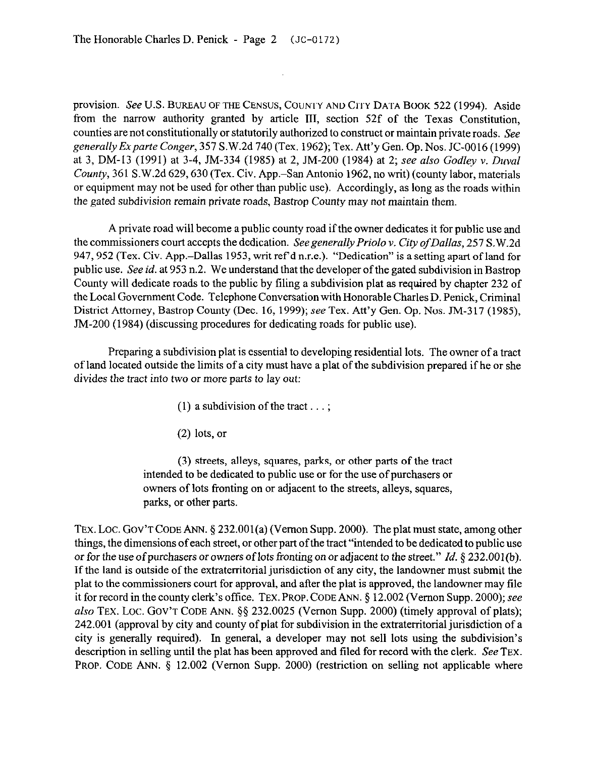provision. *See* U.S. BUREAU OF THE CENSUS, COUNTY AND CITY DATA BOOK 522 (1994). Aside from the narrow authority granted by article III, section 52f of the Texas Constitution, counties are not constitutionally or statutorily authorized to construct or maintain private roads. *See generally Ex parte Conger*, 357 S.W.2d 740 (Tex. 1962); Tex. Att'y Gen. Op. Nos. JC-0016 (1999) at 3, DM-13 (1991) at 3-4, JM-334 (1985) at 2, JM-200 (1984) at 2; *see also Godley v. Duval County*, 361 S.W.2d 629, 630 (Tex. Civ. App.–San Antonio 1962, no writ) (county labor, materials or equipment may not be used for other than public use). Accordingly, as long as the roads within the gated subdivision remain private roads, Bastrop County may not maintain them.

A private road will become a public county road if the owner dedicates it for public use and the commissioners court accepts the dedication. *See generally Priolo v. City of Dallas*, 257 S.W.2d 947, 952 (Tex. Civ. App.–Dallas 1953, writ ref'd n.r.e.). "Dedication" is a setting apart of land for public use. *See id.* at 953 n.2. We understand that the developer of the gated subdivision in Bastrop County will dedicate roads to the public by filing a subdivision plat as required by chapter 232 of the Local Government Code. Telephone Conversation with Honorable Charles D. Penick, Criminal District Attorney, Bastrop County (Dec. 16, 1999); *see* Tex. Att'y Gen. Op. Nos. JM-317 (1985), JM-200 (1984) (discussing procedures for dedicating roads for public use).

Preparing a subdivision plat is essential to developing residential lots. The owner of a tract of land located outside the limits of a city must have a plat of the subdivision prepared if he or she divides the tract into two or more parts to lay out:

> (1) a subdivision of the tract . . . ;
>
> (2) lots, or
>
> (3) streets, alleys, squares, parks, or other parts of the tract intended to be dedicated to public use or for the use of purchasers or owners of lots fronting on or adjacent to the streets, alleys, squares, parks, or other parts.

TEX. LOC. GOV'T CODE ANN. § 232.001(a) (Vernon Supp. 2000). The plat must state, among other things, the dimensions of each street, or other part of the tract "intended to be dedicated to public use or for the use of purchasers or owners of lots fronting on or adjacent to the street." *Id.* § 232.001(b). If the land is outside of the extraterritorial jurisdiction of any city, the landowner must submit the plat to the commissioners court for approval, and after the plat is approved, the landowner may file it for record in the county clerk's office. TEX. PROP. CODE ANN. § 12.002 (Vernon Supp. 2000); *see also* TEX. LOC. GOV'T CODE ANN. §§ 232.0025 (Vernon Supp. 2000) (timely approval of plats); 242.001 (approval by city and county of plat for subdivision in the extraterritorial jurisdiction of a city is generally required). In general, a developer may not sell lots using the subdivision's description in selling until the plat has been approved and filed for record with the clerk. *See* TEX. PROP. CODE ANN. § 12.002 (Vernon Supp. 2000) (restriction on selling not applicable where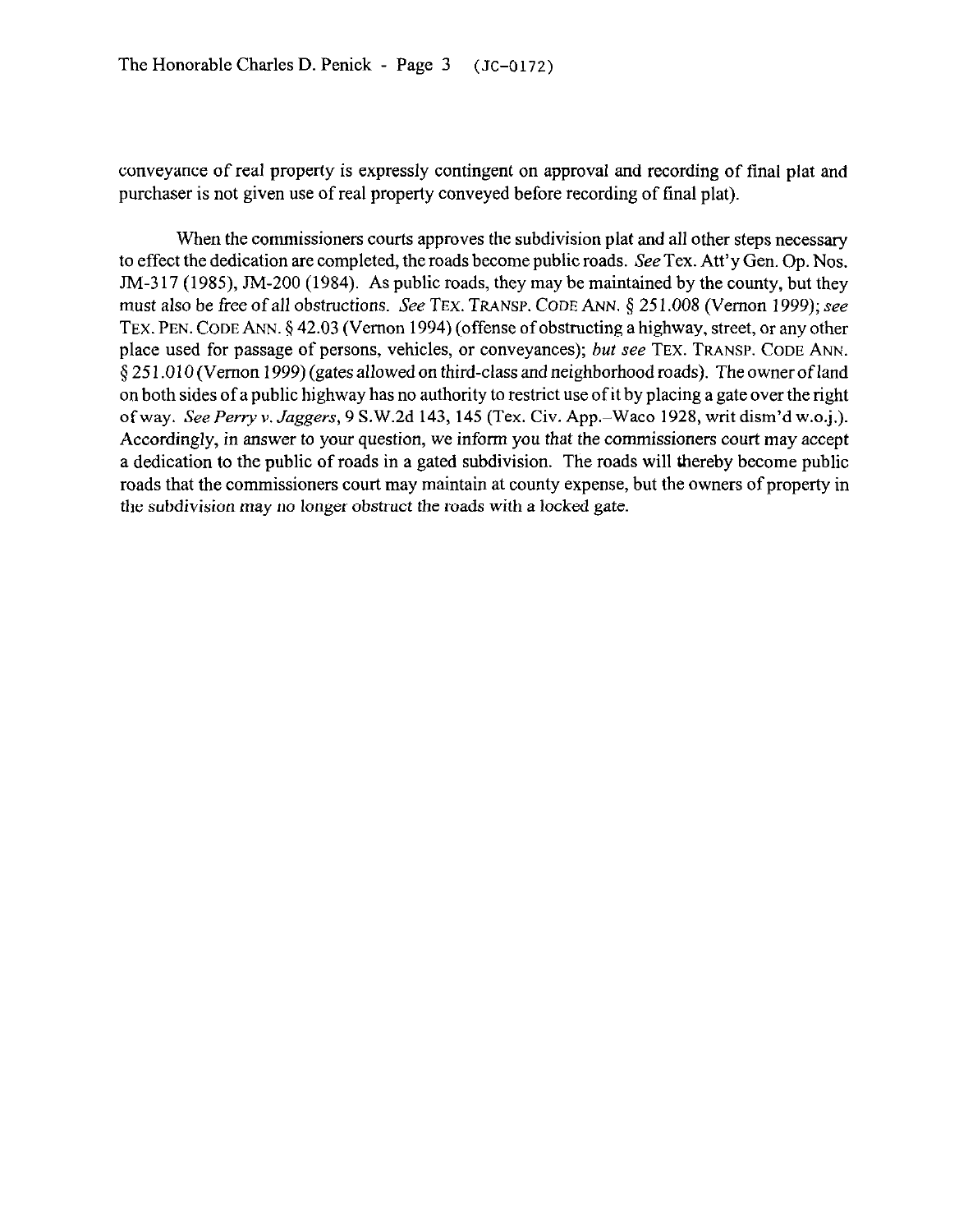conveyance of real property is expressly contingent on approval and recording of final plat and purchaser is not given use of real property conveyed before recording of final plat).

When the commissioners courts approves the subdivision plat and all other steps necessary to effect the dedication are completed, the roads become public roads. *See* Tex. Att'y Gen. Op. Nos. JM-317 (1985), JM-200 (1984). As public roads, they may be maintained by the county, but they must also be free of all obstructions. *See* TEX. TRANSP. CODE ANN. § 251.008 (Vernon 1999); *see* TEX. PEN. CODE ANN. § 42.03 (Vernon 1994) (offense of obstructing a highway, street, or any other place used for passage of persons, vehicles, or conveyances); *but see* TEX. TRANSP. CODE ANN. § 251.010 (Vernon 1999) (gates allowed on third-class and neighborhood roads). The owner of land on both sides of a public highway has no authority to restrict use of it by placing a gate over the right of way. *See Perry v. Jaggers*, 9 S.W.2d 143, 145 (Tex. Civ. App.–Waco 1928, writ dism'd w.o.j.). Accordingly, in answer to your question, we inform you that the commissioners court may accept a dedication to the public of roads in a gated subdivision. The roads will thereby become public roads that the commissioners court may maintain at county expense, but the owners of property in the subdivision may no longer obstruct the roads with a locked gate.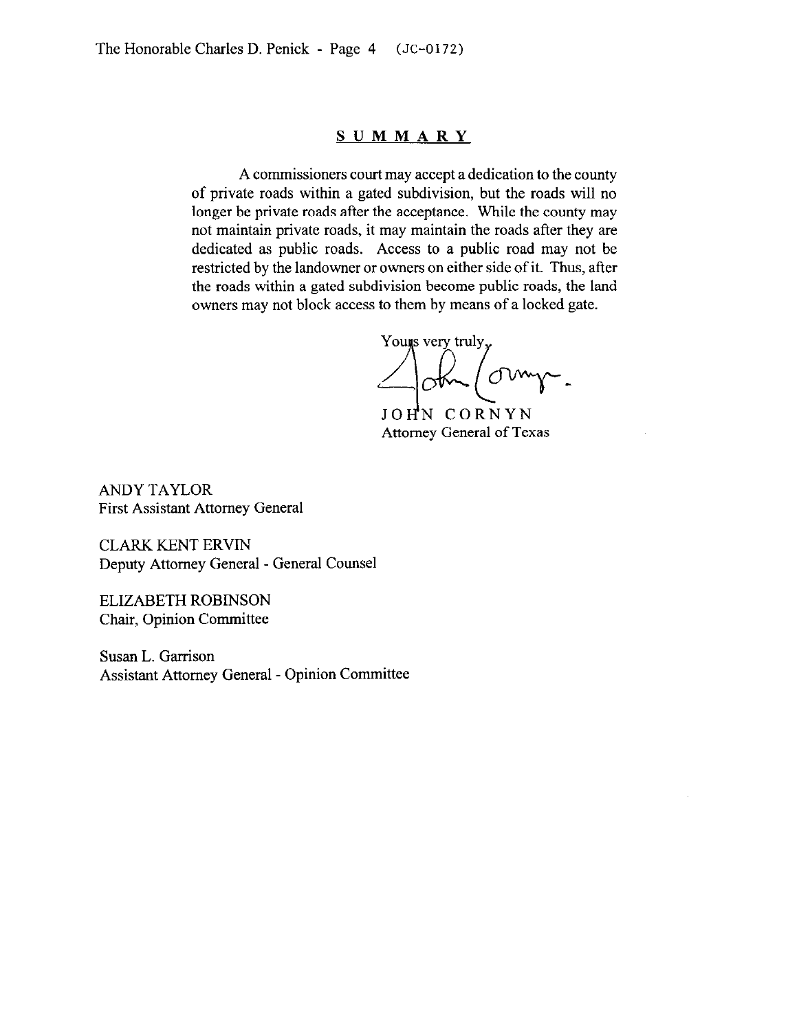## SUMMARY

A commissioners court may accept a dedication to the county of private roads within a gated subdivision, but the roads will no longer be private roads after the acceptance. While the county may not maintain private roads, it may maintain the roads after they are dedicated as public roads. Access to a public road may not be restricted by the landowner or owners on either side of it. Thus, after the roads within a gated subdivision become public roads, the land owners may not block access to them by means of a locked gate.

Yours very truly,

JOHN CORNYN
Attorney General of Texas

ANDY TAYLOR
First Assistant Attorney General

CLARK KENT ERVIN
Deputy Attorney General - General Counsel

ELIZABETH ROBINSON
Chair, Opinion Committee

Susan L. Garrison
Assistant Attorney General - Opinion Committee